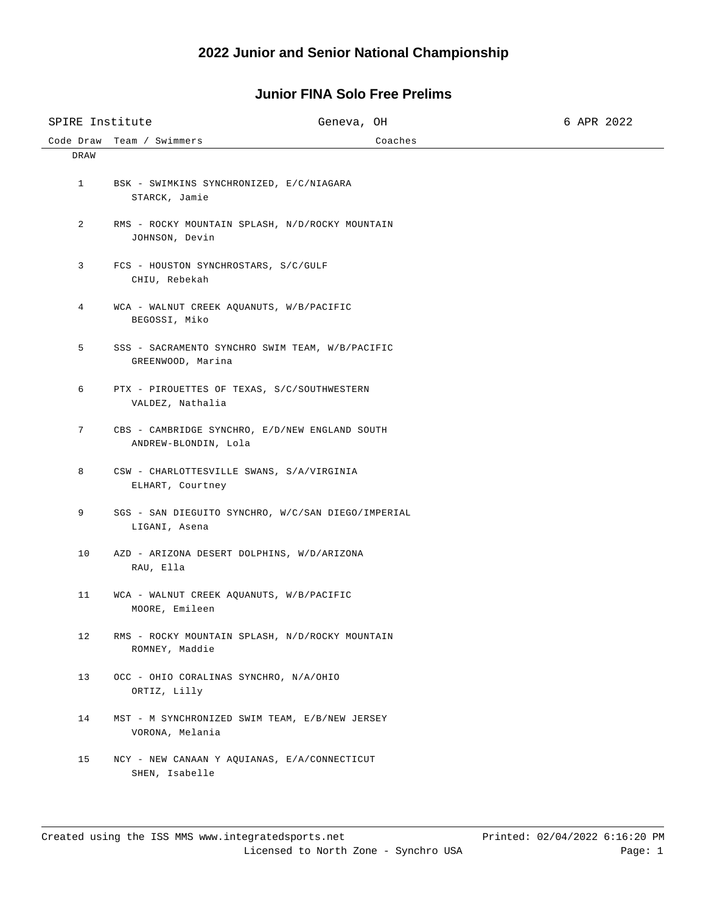# 2022 Junior and Senior National Championship

## Junior FINA Solo Free Prelims

SPIRE Institute | Geneva, OH | 6 APR 2022

| Code Draw | Team / Swimmers | Coaches |
|---|---|---|
| DRAW | | |
| 1 | BSK - SWIMKINS SYNCHRONIZED, E/C/NIAGARA<br>STARCK, Jamie | |
| 2 | RMS - ROCKY MOUNTAIN SPLASH, N/D/ROCKY MOUNTAIN<br>JOHNSON, Devin | |
| 3 | FCS - HOUSTON SYNCHROSTARS, S/C/GULF<br>CHIU, Rebekah | |
| 4 | WCA - WALNUT CREEK AQUANUTS, W/B/PACIFIC<br>BEGOSSI, Miko | |
| 5 | SSS - SACRAMENTO SYNCHRO SWIM TEAM, W/B/PACIFIC<br>GREENWOOD, Marina | |
| 6 | PTX - PIROUETTES OF TEXAS, S/C/SOUTHWESTERN<br>VALDEZ, Nathalia | |
| 7 | CBS - CAMBRIDGE SYNCHRO, E/D/NEW ENGLAND SOUTH<br>ANDREW-BLONDIN, Lola | |
| 8 | CSW - CHARLOTTESVILLE SWANS, S/A/VIRGINIA<br>ELHART, Courtney | |
| 9 | SGS - SAN DIEGUITO SYNCHRO, W/C/SAN DIEGO/IMPERIAL<br>LIGANI, Asena | |
| 10 | AZD - ARIZONA DESERT DOLPHINS, W/D/ARIZONA<br>RAU, Ella | |
| 11 | WCA - WALNUT CREEK AQUANUTS, W/B/PACIFIC<br>MOORE, Emileen | |
| 12 | RMS - ROCKY MOUNTAIN SPLASH, N/D/ROCKY MOUNTAIN<br>ROMNEY, Maddie | |
| 13 | OCC - OHIO CORALINAS SYNCHRO, N/A/OHIO<br>ORTIZ, Lilly | |
| 14 | MST - M SYNCHRONIZED SWIM TEAM, E/B/NEW JERSEY<br>VORONA, Melania | |
| 15 | NCY - NEW CANAAN Y AQUIANAS, E/A/CONNECTICUT<br>SHEN, Isabelle | |

Created using the ISS MMS www.integratedsports.net — Licensed to North Zone - Synchro USA — Printed: 02/04/2022 6:16:20 PM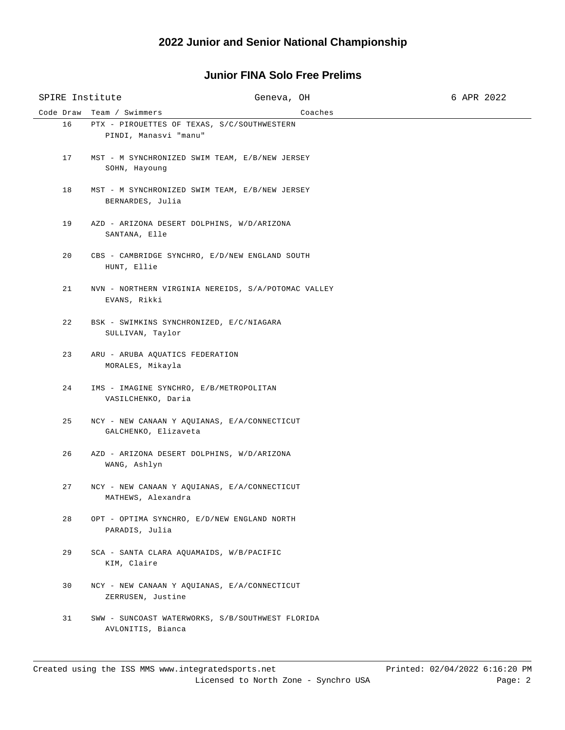# 2022 Junior and Senior National Championship

## Junior FINA Solo Free Prelims

SPIRE Institute | Geneva, OH | 6 APR 2022

| Code Draw | Team / Swimmers | Coaches |
|---|---|---|
| 16 | PTX - PIROUETTES OF TEXAS, S/C/SOUTHWESTERN<br>PINDI, Manasvi "manu" | |
| 17 | MST - M SYNCHRONIZED SWIM TEAM, E/B/NEW JERSEY<br>SOHN, Hayoung | |
| 18 | MST - M SYNCHRONIZED SWIM TEAM, E/B/NEW JERSEY<br>BERNARDES, Julia | |
| 19 | AZD - ARIZONA DESERT DOLPHINS, W/D/ARIZONA<br>SANTANA, Elle | |
| 20 | CBS - CAMBRIDGE SYNCHRO, E/D/NEW ENGLAND SOUTH<br>HUNT, Ellie | |
| 21 | NVN - NORTHERN VIRGINIA NEREIDS, S/A/POTOMAC VALLEY<br>EVANS, Rikki | |
| 22 | BSK - SWIMKINS SYNCHRONIZED, E/C/NIAGARA<br>SULLIVAN, Taylor | |
| 23 | ARU - ARUBA AQUATICS FEDERATION<br>MORALES, Mikayla | |
| 24 | IMS - IMAGINE SYNCHRO, E/B/METROPOLITAN<br>VASILCHENKO, Daria | |
| 25 | NCY - NEW CANAAN Y AQUIANAS, E/A/CONNECTICUT<br>GALCHENKO, Elizaveta | |
| 26 | AZD - ARIZONA DESERT DOLPHINS, W/D/ARIZONA<br>WANG, Ashlyn | |
| 27 | NCY - NEW CANAAN Y AQUIANAS, E/A/CONNECTICUT<br>MATHEWS, Alexandra | |
| 28 | OPT - OPTIMA SYNCHRO, E/D/NEW ENGLAND NORTH<br>PARADIS, Julia | |
| 29 | SCA - SANTA CLARA AQUAMAIDS, W/B/PACIFIC<br>KIM, Claire | |
| 30 | NCY - NEW CANAAN Y AQUIANAS, E/A/CONNECTICUT<br>ZERRUSEN, Justine | |
| 31 | SWW - SUNCOAST WATERWORKS, S/B/SOUTHWEST FLORIDA<br>AVLONITIS, Bianca | |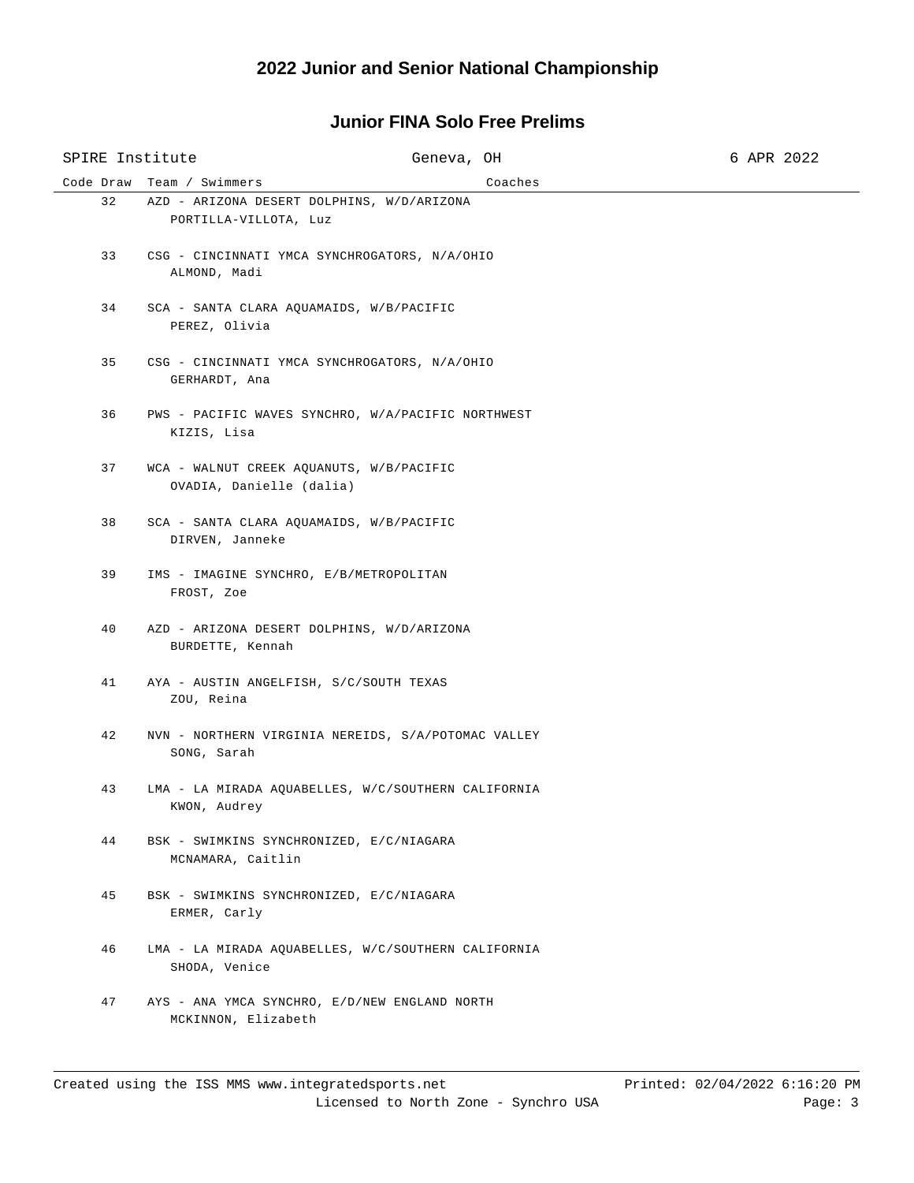## 2022 Junior and Senior National Championship

### Junior FINA Solo Free Prelims

SPIRE Institute — Geneva, OH — 6 APR 2022

| Code Draw | Team / Swimmers | Coaches |
|---|---|---|
| 32 | AZD - ARIZONA DESERT DOLPHINS, W/D/ARIZONA<br>PORTILLA-VILLOTA, Luz | |
| 33 | CSG - CINCINNATI YMCA SYNCHROGATORS, N/A/OHIO<br>ALMOND, Madi | |
| 34 | SCA - SANTA CLARA AQUAMAIDS, W/B/PACIFIC<br>PEREZ, Olivia | |
| 35 | CSG - CINCINNATI YMCA SYNCHROGATORS, N/A/OHIO<br>GERHARDT, Ana | |
| 36 | PWS - PACIFIC WAVES SYNCHRO, W/A/PACIFIC NORTHWEST<br>KIZIS, Lisa | |
| 37 | WCA - WALNUT CREEK AQUANUTS, W/B/PACIFIC<br>OVADIA, Danielle (dalia) | |
| 38 | SCA - SANTA CLARA AQUAMAIDS, W/B/PACIFIC<br>DIRVEN, Janneke | |
| 39 | IMS - IMAGINE SYNCHRO, E/B/METROPOLITAN<br>FROST, Zoe | |
| 40 | AZD - ARIZONA DESERT DOLPHINS, W/D/ARIZONA<br>BURDETTE, Kennah | |
| 41 | AYA - AUSTIN ANGELFISH, S/C/SOUTH TEXAS<br>ZOU, Reina | |
| 42 | NVN - NORTHERN VIRGINIA NEREIDS, S/A/POTOMAC VALLEY<br>SONG, Sarah | |
| 43 | LMA - LA MIRADA AQUABELLES, W/C/SOUTHERN CALIFORNIA<br>KWON, Audrey | |
| 44 | BSK - SWIMKINS SYNCHRONIZED, E/C/NIAGARA<br>MCNAMARA, Caitlin | |
| 45 | BSK - SWIMKINS SYNCHRONIZED, E/C/NIAGARA<br>ERMER, Carly | |
| 46 | LMA - LA MIRADA AQUABELLES, W/C/SOUTHERN CALIFORNIA<br>SHODA, Venice | |
| 47 | AYS - ANA YMCA SYNCHRO, E/D/NEW ENGLAND NORTH<br>MCKINNON, Elizabeth | |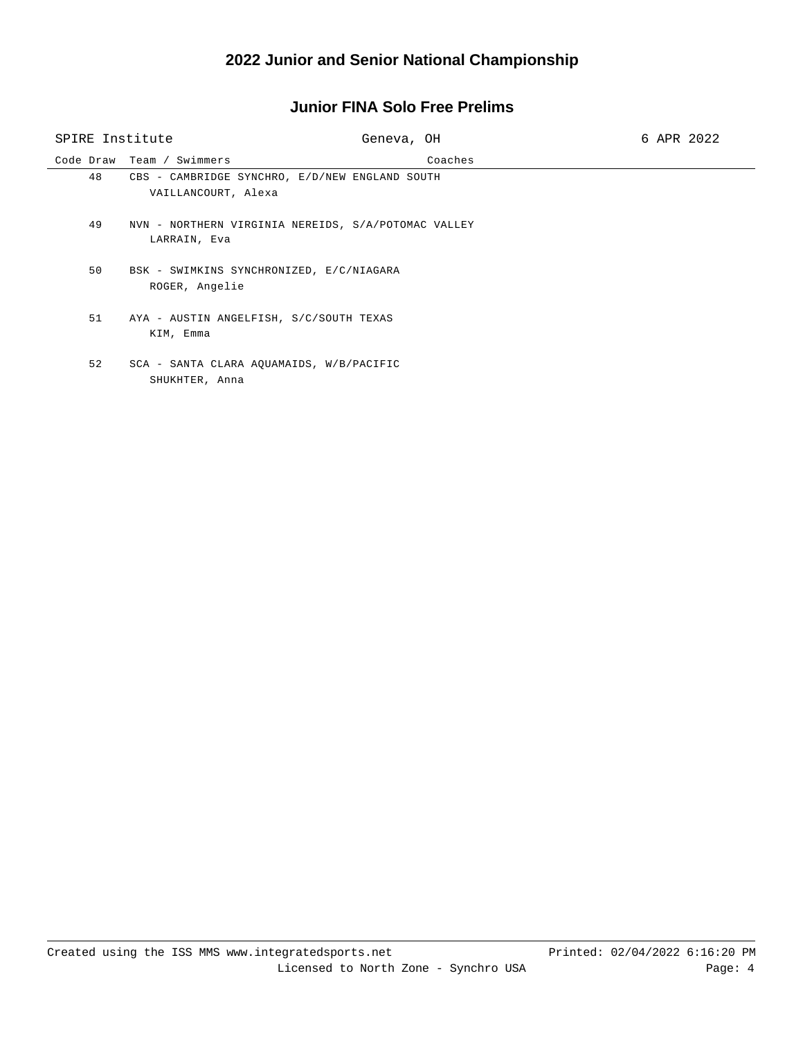# 2022 Junior and Senior National Championship

## Junior FINA Solo Free Prelims

SPIRE Institute — Geneva, OH — 6 APR 2022

| Code Draw | Team / Swimmers | Coaches |
| --- | --- | --- |
| 48 | CBS - CAMBRIDGE SYNCHRO, E/D/NEW ENGLAND SOUTH<br>VAILLANCOURT, Alexa | |
| 49 | NVN - NORTHERN VIRGINIA NEREIDS, S/A/POTOMAC VALLEY<br>LARRAIN, Eva | |
| 50 | BSK - SWIMKINS SYNCHRONIZED, E/C/NIAGARA<br>ROGER, Angelie | |
| 51 | AYA - AUSTIN ANGELFISH, S/C/SOUTH TEXAS<br>KIM, Emma | |
| 52 | SCA - SANTA CLARA AQUAMAIDS, W/B/PACIFIC<br>SHUKHTER, Anna | |

Created using the ISS MMS www.integratedsports.net — Printed: 02/04/2022 6:16:20 PM

Licensed to North Zone - Synchro USA